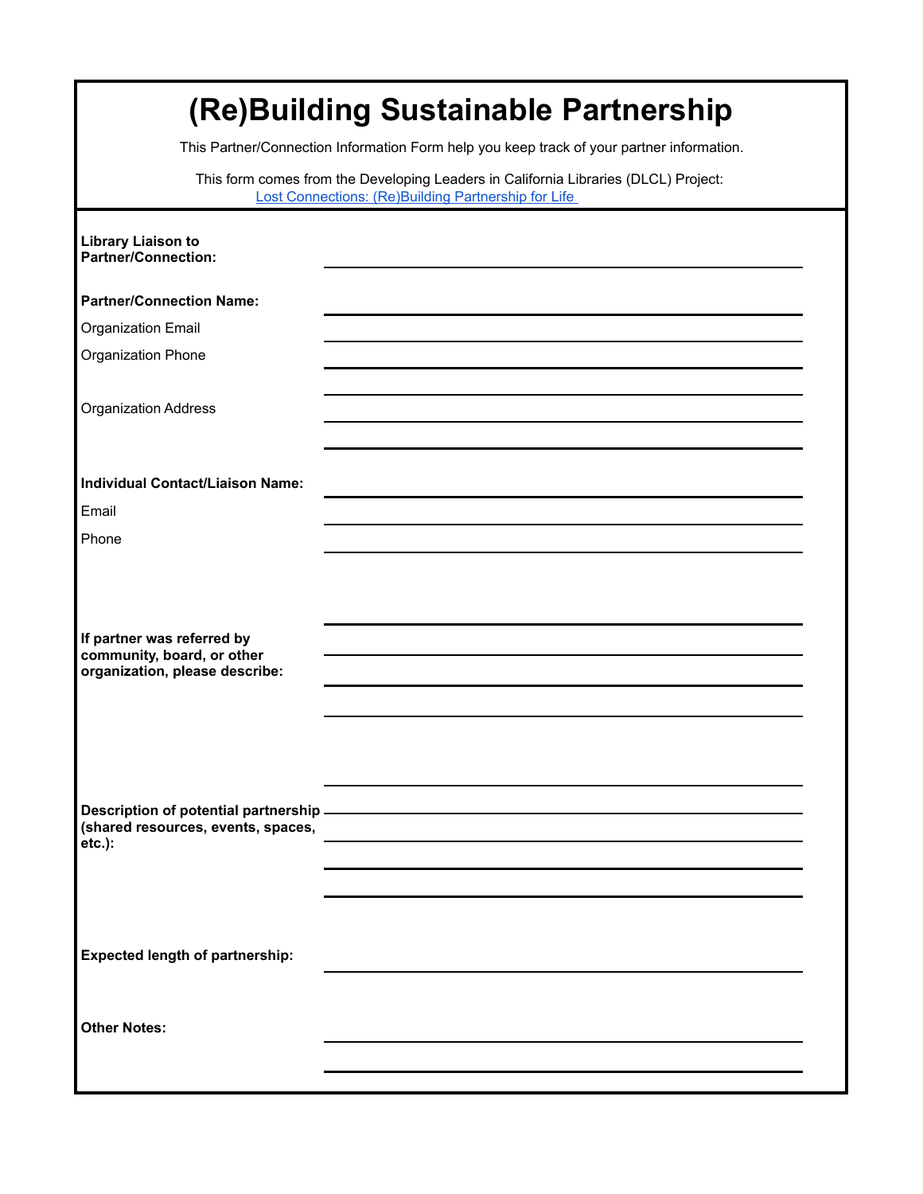# (Re)Building Sustainable Partnership

This Partner/Connection Information Form help you keep track of your partner information.

This form comes from the Developing Leaders in California Libraries (DLCL) Project: [Lost Connections: (Re)Building Partnership for Life](#)

**Library Liaison to Partner/Connection:** ______________________________

**Partner/Connection Name:** ______________________________

Organization Email ______________________________

Organization Phone ______________________________

Organization Address ______________________________

______________________________

______________________________

**Individual Contact/Liaison Name:** ______________________________

Email ______________________________

Phone ______________________________

**If partner was referred by community, board, or other organization, please describe:**

______________________________

______________________________

______________________________

______________________________

**Description of potential partnership (shared resources, events, spaces, etc.):**

______________________________

______________________________

______________________________

______________________________

______________________________

**Expected length of partnership:** ______________________________

**Other Notes:**

______________________________

______________________________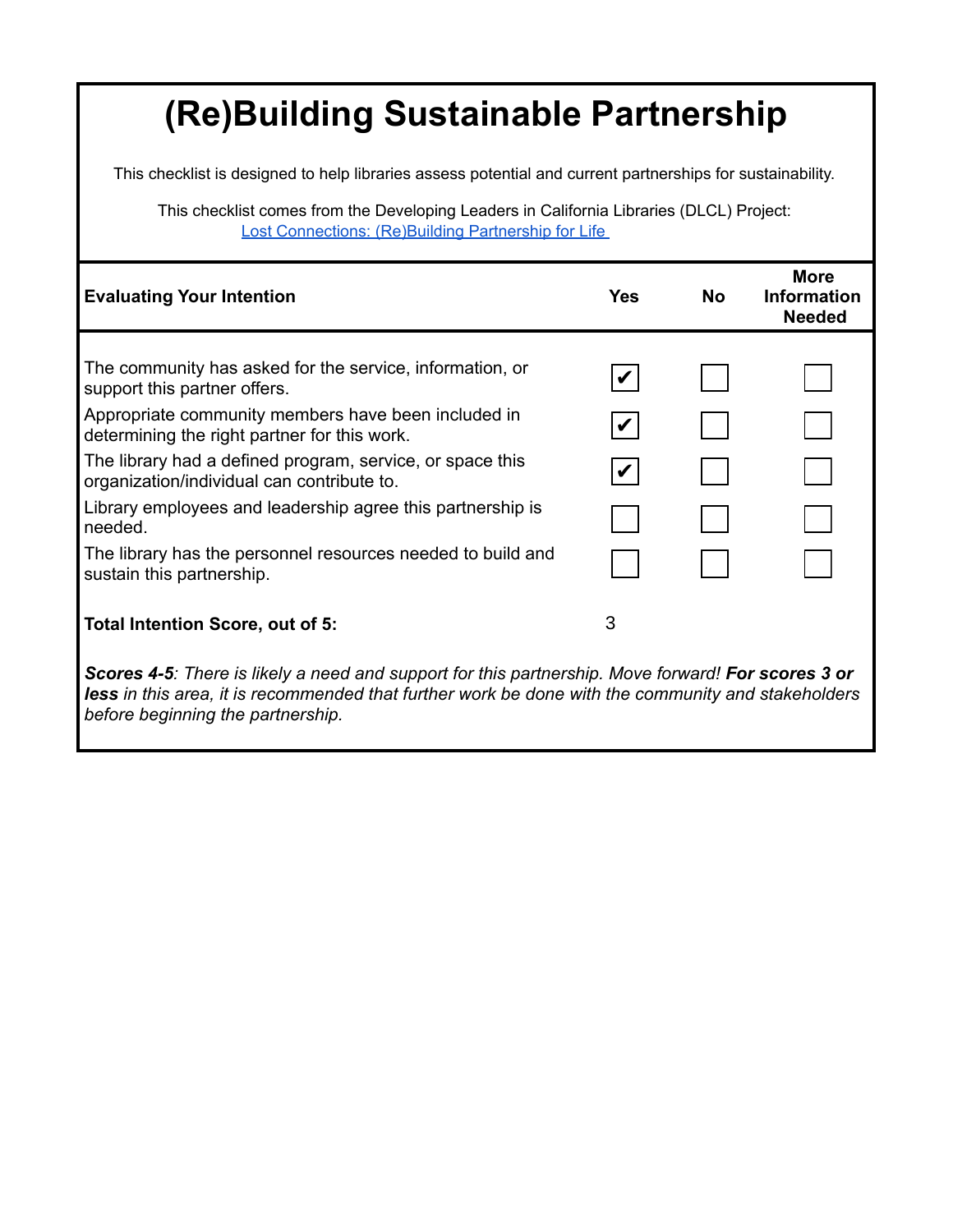# (Re)Building Sustainable Partnership

This checklist is designed to help libraries assess potential and current partnerships for sustainability.

This checklist comes from the Developing Leaders in California Libraries (DLCL) Project: [Lost Connections: (Re)Building Partnership for Life](#)

| Evaluating Your Intention | Yes | No | More Information Needed |
|---|---|---|---|
| The community has asked for the service, information, or support this partner offers. | ☑ | ☐ | ☐ |
| Appropriate community members have been included in determining the right partner for this work. | ☑ | ☐ | ☐ |
| The library had a defined program, service, or space this organization/individual can contribute to. | ☑ | ☐ | ☐ |
| Library employees and leadership agree this partnership is needed. | ☐ | ☐ | ☐ |
| The library has the personnel resources needed to build and sustain this partnership. | ☐ | ☐ | ☐ |
| **Total Intention Score, out of 5:** | 3 | | |

***Scores 4-5**: There is likely a need and support for this partnership. Move forward! **For scores 3 or less** in this area, it is recommended that further work be done with the community and stakeholders before beginning the partnership.*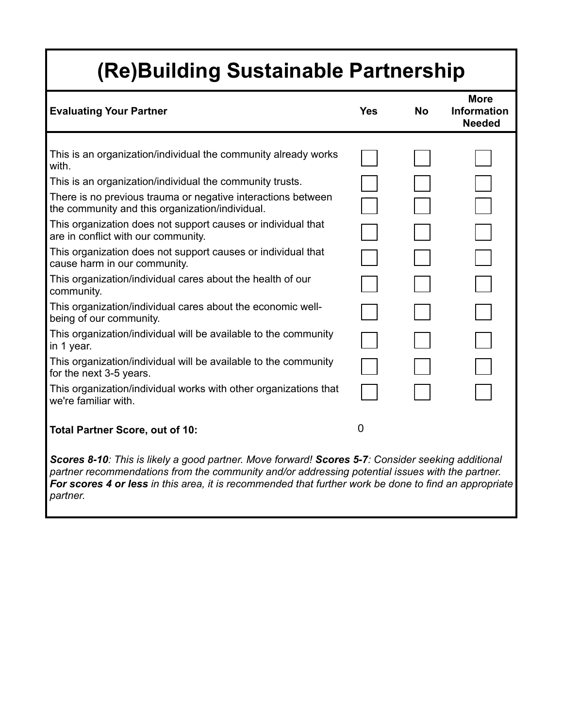# (Re)Building Sustainable Partnership

| Evaluating Your Partner | Yes | No | More Information Needed |
|---|---|---|---|
| This is an organization/individual the community already works with. | ☐ | ☐ | ☐ |
| This is an organization/individual the community trusts. | ☐ | ☐ | ☐ |
| There is no previous trauma or negative interactions between the community and this organization/individual. | ☐ | ☐ | ☐ |
| This organization does not support causes or individual that are in conflict with our community. | ☐ | ☐ | ☐ |
| This organization does not support causes or individual that cause harm in our community. | ☐ | ☐ | ☐ |
| This organization/individual cares about the health of our community. | ☐ | ☐ | ☐ |
| This organization/individual cares about the economic well-being of our community. | ☐ | ☐ | ☐ |
| This organization/individual will be available to the community in 1 year. | ☐ | ☐ | ☐ |
| This organization/individual will be available to the community for the next 3-5 years. | ☐ | ☐ | ☐ |
| This organization/individual works with other organizations that we're familiar with. | ☐ | ☐ | ☐ |
| **Total Partner Score, out of 10:** | 0 | | |

***Scores 8-10****: This is likely a good partner. Move forward!* ***Scores 5-7****: Consider seeking additional partner recommendations from the community and/or addressing potential issues with the partner.* ***For scores 4 or less*** *in this area, it is recommended that further work be done to find an appropriate partner.*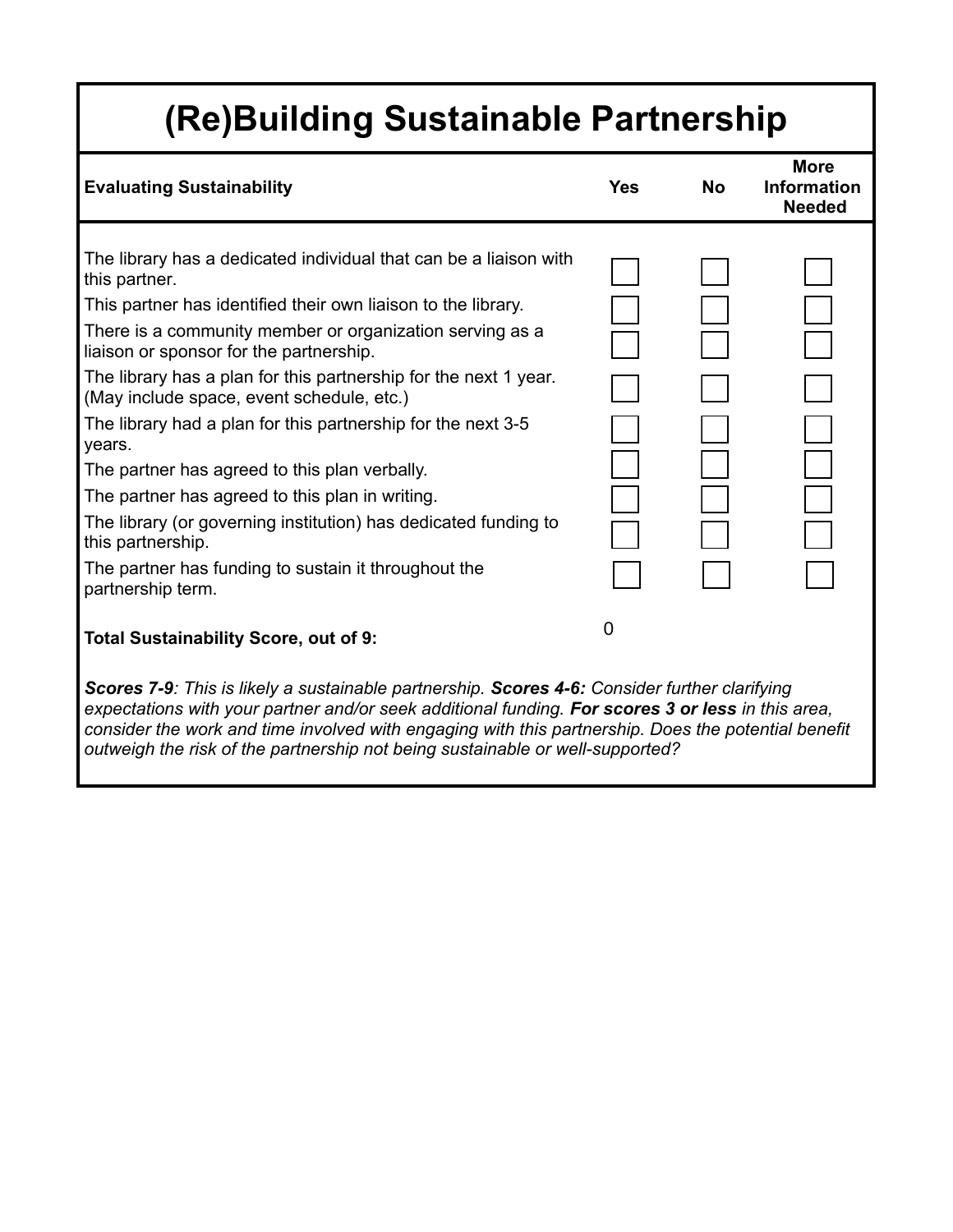# (Re)Building Sustainable Partnership

| Evaluating Sustainability | Yes | No | More Information Needed |
| --- | --- | --- | --- |
| The library has a dedicated individual that can be a liaison with this partner. | ☐ | ☐ | ☐ |
| This partner has identified their own liaison to the library. | ☐ | ☐ | ☐ |
| There is a community member or organization serving as a liaison or sponsor for the partnership. | ☐ | ☐ | ☐ |
| The library has a plan for this partnership for the next 1 year. (May include space, event schedule, etc.) | ☐ | ☐ | ☐ |
| The library had a plan for this partnership for the next 3-5 years. | ☐ | ☐ | ☐ |
| The partner has agreed to this plan verbally. | ☐ | ☐ | ☐ |
| The partner has agreed to this plan in writing. | ☐ | ☐ | ☐ |
| The library (or governing institution) has dedicated funding to this partnership. | ☐ | ☐ | ☐ |
| The partner has funding to sustain it throughout the partnership term. | ☐ | ☐ | ☐ |
| **Total Sustainability Score, out of 9:** | 0 | | |

***Scores 7-9****: This is likely a sustainable partnership.* ***Scores 4-6:*** *Consider further clarifying expectations with your partner and/or seek additional funding.* ***For scores 3 or less*** *in this area, consider the work and time involved with engaging with this partnership. Does the potential benefit outweigh the risk of the partnership not being sustainable or well-supported?*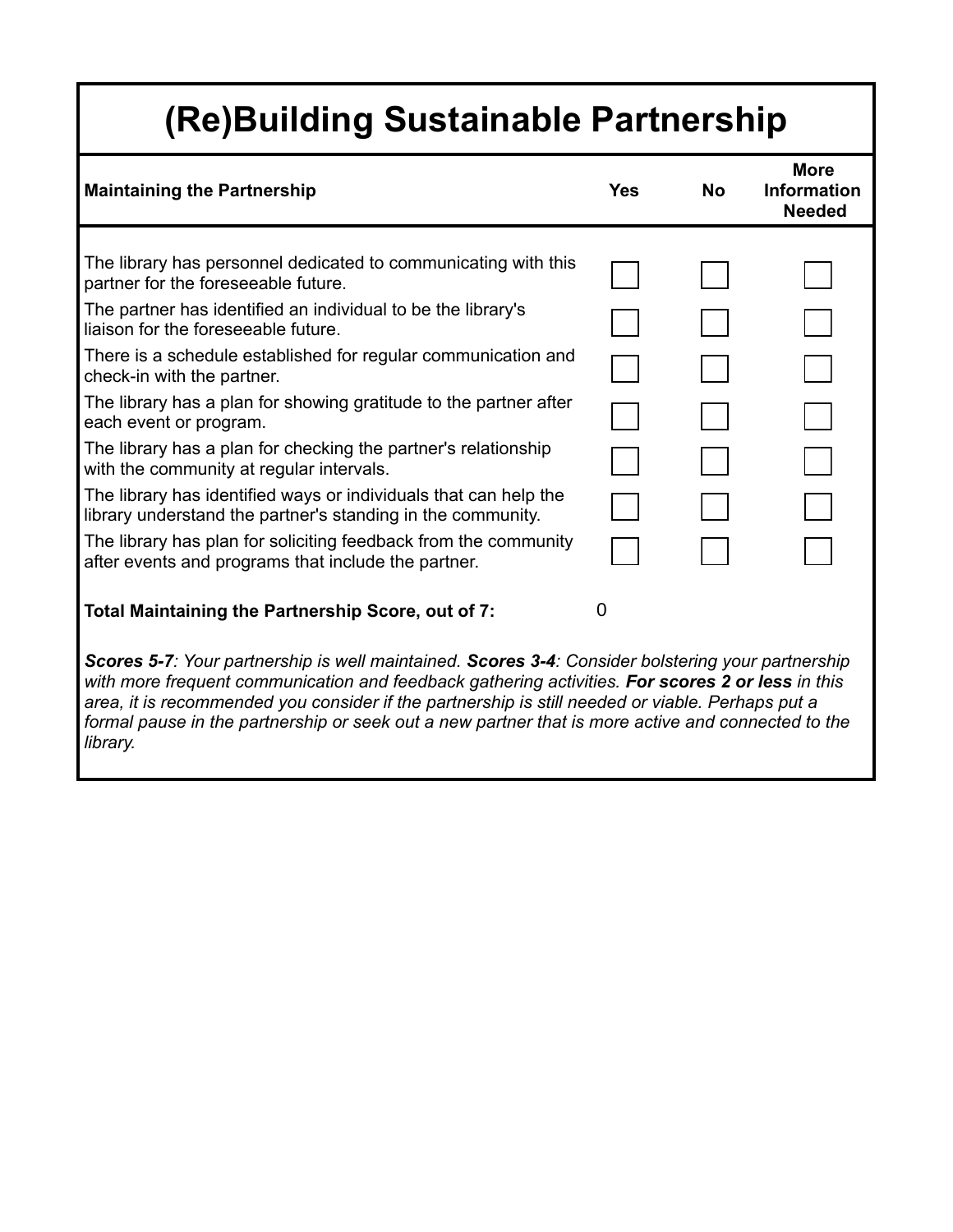# (Re)Building Sustainable Partnership

| Maintaining the Partnership | Yes | No | More Information Needed |
| --- | --- | --- | --- |
| The library has personnel dedicated to communicating with this partner for the foreseeable future. | ☐ | ☐ | ☐ |
| The partner has identified an individual to be the library's liaison for the foreseeable future. | ☐ | ☐ | ☐ |
| There is a schedule established for regular communication and check-in with the partner. | ☐ | ☐ | ☐ |
| The library has a plan for showing gratitude to the partner after each event or program. | ☐ | ☐ | ☐ |
| The library has a plan for checking the partner's relationship with the community at regular intervals. | ☐ | ☐ | ☐ |
| The library has identified ways or individuals that can help the library understand the partner's standing in the community. | ☐ | ☐ | ☐ |
| The library has plan for soliciting feedback from the community after events and programs that include the partner. | ☐ | ☐ | ☐ |
| **Total Maintaining the Partnership Score, out of 7:** | 0 | | |

***Scores 5-7**: Your partnership is well maintained.* ***Scores 3-4**: Consider bolstering your partnership with more frequent communication and feedback gathering activities.* ***For scores 2 or less** in this area, it is recommended you consider if the partnership is still needed or viable. Perhaps put a formal pause in the partnership or seek out a new partner that is more active and connected to the library.*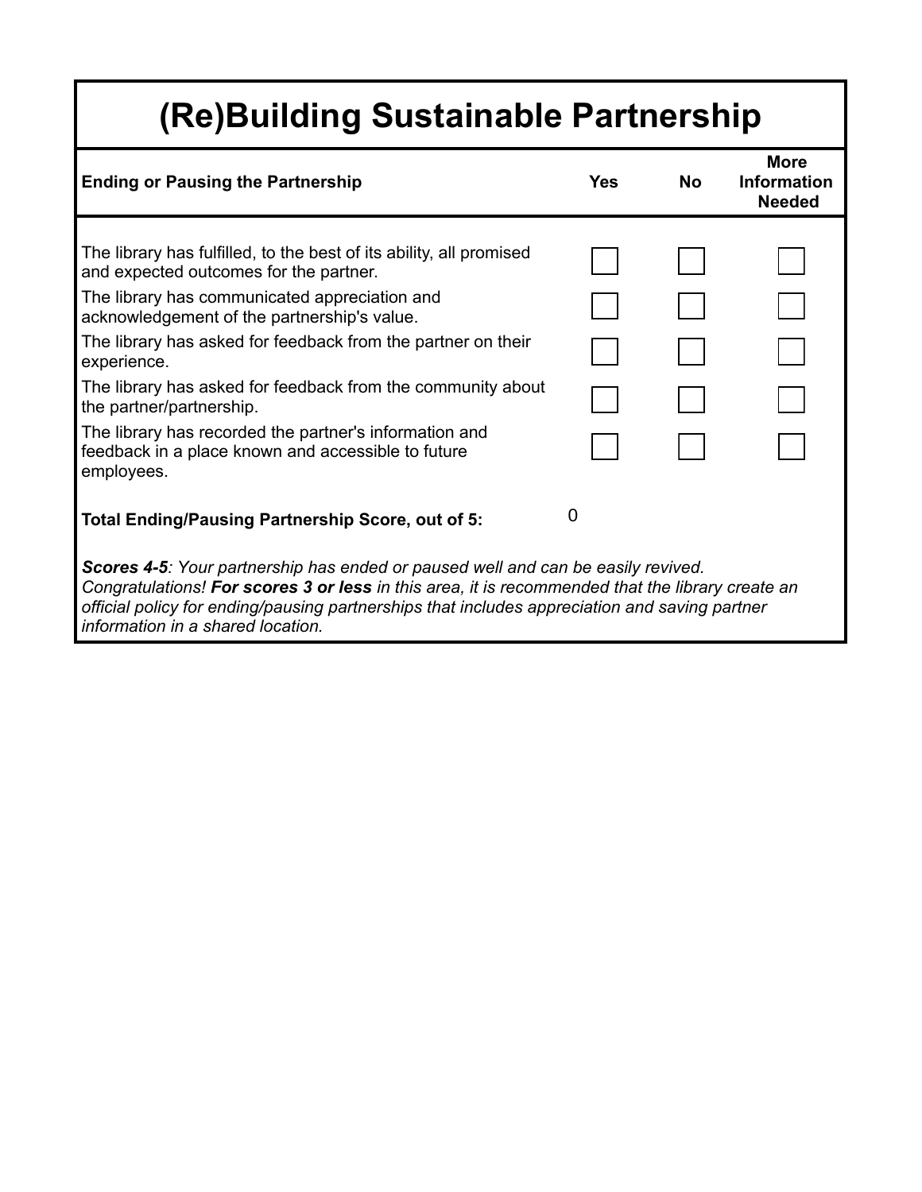# (Re)Building Sustainable Partnership

| Ending or Pausing the Partnership | Yes | No | More Information Needed |
|---|---|---|---|
| The library has fulfilled, to the best of its ability, all promised and expected outcomes for the partner. | ☐ | ☐ | ☐ |
| The library has communicated appreciation and acknowledgement of the partnership's value. | ☐ | ☐ | ☐ |
| The library has asked for feedback from the partner on their experience. | ☐ | ☐ | ☐ |
| The library has asked for feedback from the community about the partner/partnership. | ☐ | ☐ | ☐ |
| The library has recorded the partner's information and feedback in a place known and accessible to future employees. | ☐ | ☐ | ☐ |
| **Total Ending/Pausing Partnership Score, out of 5:** | 0 | | |

***Scores 4-5****: Your partnership has ended or paused well and can be easily revived. Congratulations!* ***For scores 3 or less*** *in this area, it is recommended that the library create an official policy for ending/pausing partnerships that includes appreciation and saving partner information in a shared location.*